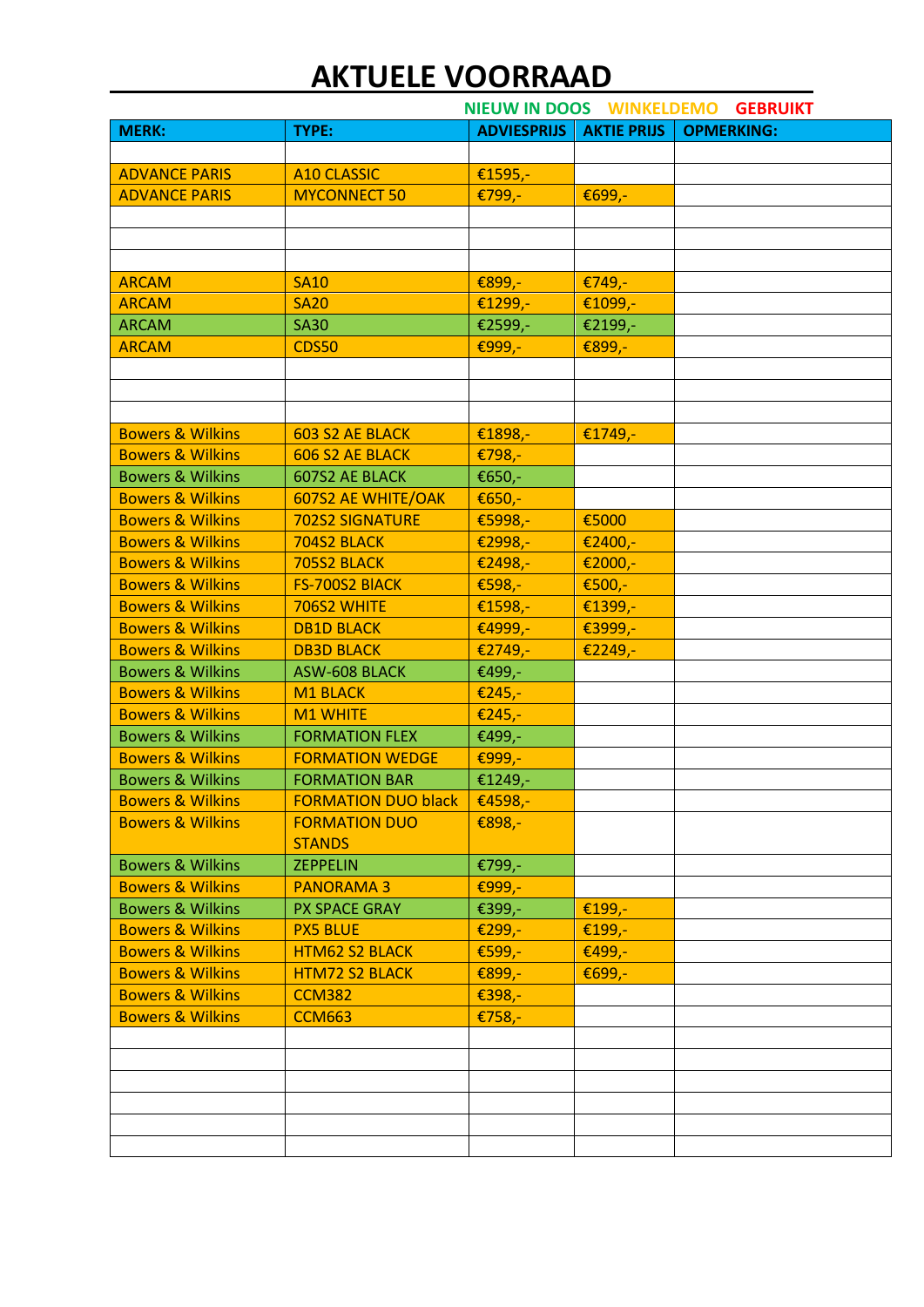# AKTUELE VOORRAAD

NIEUW IN DOOS WINKELDEMO GEBRUIKT

| MERK: | TYPE: | ADVIESPRIJS | AKTIE PRIJS | OPMERKING: |
|---|---|---|---|---|
| | | | | |
| ADVANCE PARIS | A10 CLASSIC | €1595,- | | |
| ADVANCE PARIS | MYCONNECT 50 | €799,- | €699,- | |
| | | | | |
| | | | | |
| | | | | |
| ARCAM | SA10 | €899,- | €749,- | |
| ARCAM | SA20 | €1299,- | €1099,- | |
| ARCAM | SA30 | €2599,- | €2199,- | |
| ARCAM | CDS50 | €999,- | €899,- | |
| | | | | |
| | | | | |
| | | | | |
| Bowers & Wilkins | 603 S2 AE BLACK | €1898,- | €1749,- | |
| Bowers & Wilkins | 606 S2 AE BLACK | €798,- | | |
| Bowers & Wilkins | 607S2 AE BLACK | €650,- | | |
| Bowers & Wilkins | 607S2 AE WHITE/OAK | €650,- | | |
| Bowers & Wilkins | 702S2 SIGNATURE | €5998,- | €5000 | |
| Bowers & Wilkins | 704S2 BLACK | €2998,- | €2400,- | |
| Bowers & Wilkins | 705S2 BLACK | €2498,- | €2000,- | |
| Bowers & Wilkins | FS-700S2 BlACK | €598,- | €500,- | |
| Bowers & Wilkins | 706S2 WHITE | €1598,- | €1399,- | |
| Bowers & Wilkins | DB1D BLACK | €4999,- | €3999,- | |
| Bowers & Wilkins | DB3D BLACK | €2749,- | €2249,- | |
| Bowers & Wilkins | ASW-608 BLACK | €499,- | | |
| Bowers & Wilkins | M1 BLACK | €245,- | | |
| Bowers & Wilkins | M1 WHITE | €245,- | | |
| Bowers & Wilkins | FORMATION FLEX | €499,- | | |
| Bowers & Wilkins | FORMATION WEDGE | €999,- | | |
| Bowers & Wilkins | FORMATION BAR | €1249,- | | |
| Bowers & Wilkins | FORMATION DUO black | €4598,- | | |
| Bowers & Wilkins | FORMATION DUO STANDS | €898,- | | |
| Bowers & Wilkins | ZEPPELIN | €799,- | | |
| Bowers & Wilkins | PANORAMA 3 | €999,- | | |
| Bowers & Wilkins | PX SPACE GRAY | €399,- | €199,- | |
| Bowers & Wilkins | PX5 BLUE | €299,- | €199,- | |
| Bowers & Wilkins | HTM62 S2 BLACK | €599,- | €499,- | |
| Bowers & Wilkins | HTM72 S2 BLACK | €899,- | €699,- | |
| Bowers & Wilkins | CCM382 | €398,- | | |
| Bowers & Wilkins | CCM663 | €758,- | | |
| | | | | |
| | | | | |
| | | | | |
| | | | | |
| | | | | |
| | | | | |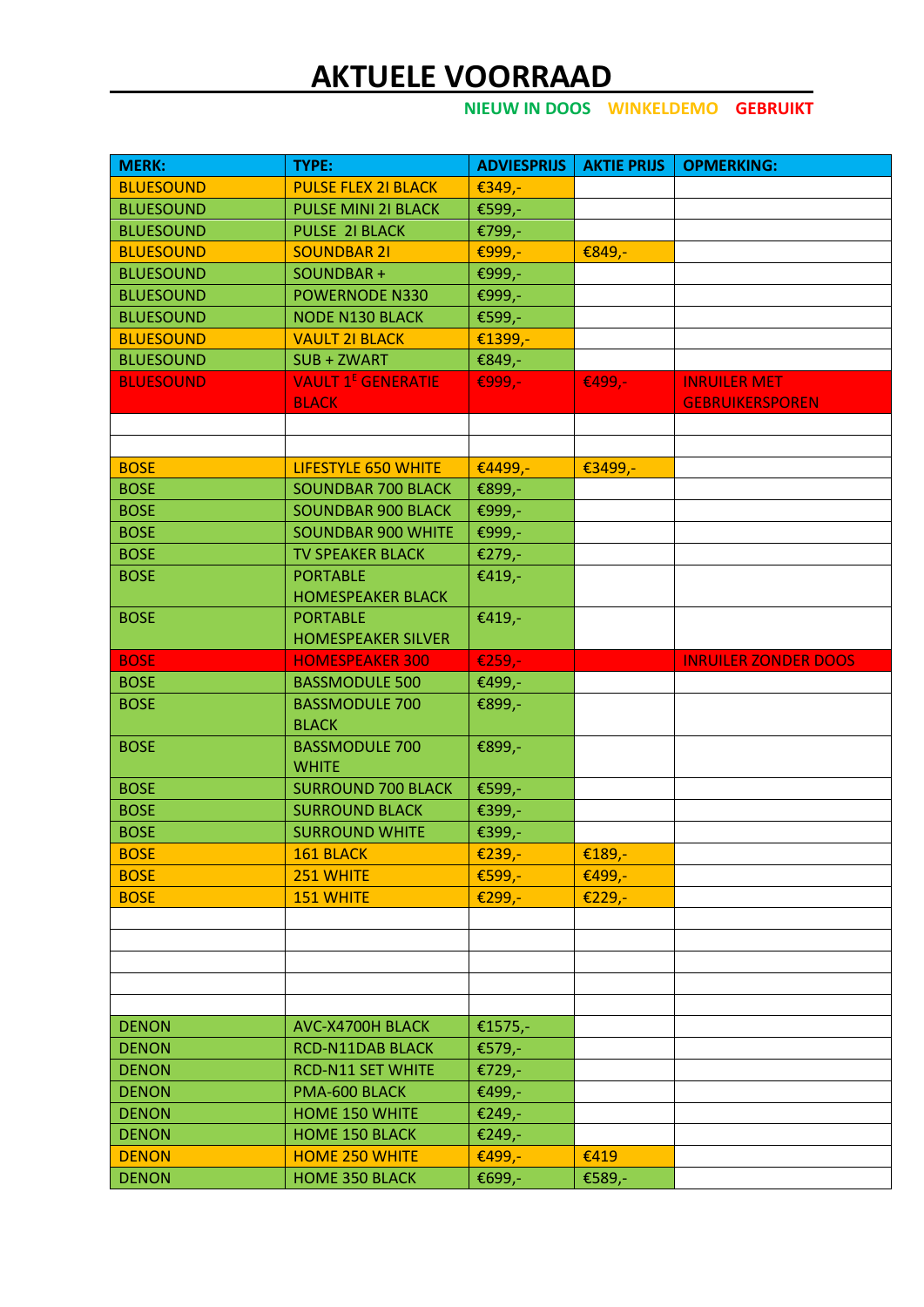# AKTUELE VOORRAAD

NIEUW IN DOOS WINKELDEMO GEBRUIKT

| MERK: | TYPE: | ADVIESPRIJS | AKTIE PRIJS | OPMERKING: |
|---|---|---|---|---|
| BLUESOUND | PULSE FLEX 2I BLACK | €349,- | | |
| BLUESOUND | PULSE MINI 2I BLACK | €599,- | | |
| BLUESOUND | PULSE 2I BLACK | €799,- | | |
| BLUESOUND | SOUNDBAR 2I | €999,- | €849,- | |
| BLUESOUND | SOUNDBAR + | €999,- | | |
| BLUESOUND | POWERNODE N330 | €999,- | | |
| BLUESOUND | NODE N130 BLACK | €599,- | | |
| BLUESOUND | VAULT 2I BLACK | €1399,- | | |
| BLUESOUND | SUB + ZWART | €849,- | | |
| BLUESOUND | VAULT 1E GENERATIE BLACK | €999,- | €499,- | INRUILER MET GEBRUIKERSPOREN |
| | | | | |
| | | | | |
| BOSE | LIFESTYLE 650 WHITE | €4499,- | €3499,- | |
| BOSE | SOUNDBAR 700 BLACK | €899,- | | |
| BOSE | SOUNDBAR 900 BLACK | €999,- | | |
| BOSE | SOUNDBAR 900 WHITE | €999,- | | |
| BOSE | TV SPEAKER BLACK | €279,- | | |
| BOSE | PORTABLE HOMESPEAKER BLACK | €419,- | | |
| BOSE | PORTABLE HOMESPEAKER SILVER | €419,- | | |
| BOSE | HOMESPEAKER 300 | €259,- | | INRUILER ZONDER DOOS |
| BOSE | BASSMODULE 500 | €499,- | | |
| BOSE | BASSMODULE 700 BLACK | €899,- | | |
| BOSE | BASSMODULE 700 WHITE | €899,- | | |
| BOSE | SURROUND 700 BLACK | €599,- | | |
| BOSE | SURROUND BLACK | €399,- | | |
| BOSE | SURROUND WHITE | €399,- | | |
| BOSE | 161 BLACK | €239,- | €189,- | |
| BOSE | 251 WHITE | €599,- | €499,- | |
| BOSE | 151 WHITE | €299,- | €229,- | |
| | | | | |
| | | | | |
| | | | | |
| | | | | |
| | | | | |
| DENON | AVC-X4700H BLACK | €1575,- | | |
| DENON | RCD-N11DAB BLACK | €579,- | | |
| DENON | RCD-N11 SET WHITE | €729,- | | |
| DENON | PMA-600 BLACK | €499,- | | |
| DENON | HOME 150 WHITE | €249,- | | |
| DENON | HOME 150 BLACK | €249,- | | |
| DENON | HOME 250 WHITE | €499,- | €419 | |
| DENON | HOME 350 BLACK | €699,- | €589,- | |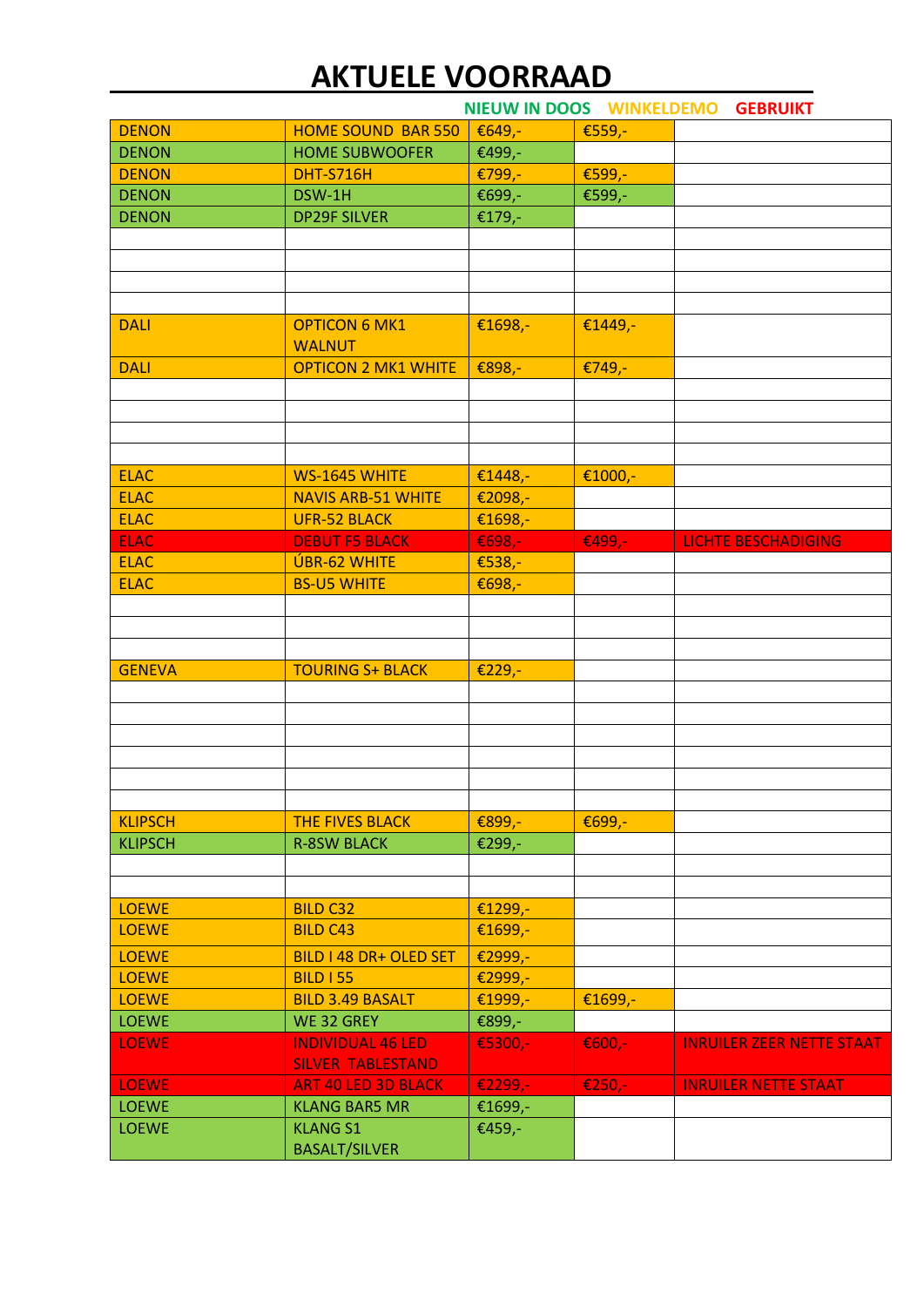# AKTUELE VOORRAAD

NIEUW IN DOOS WINKELDEMO GEBRUIKT

| | | | | |
|---|---|---|---|---|
| DENON | HOME SOUND BAR 550 | €649,- | €559,- | |
| DENON | HOME SUBWOOFER | €499,- | | |
| DENON | DHT-S716H | €799,- | €599,- | |
| DENON | DSW-1H | €699,- | €599,- | |
| DENON | DP29F SILVER | €179,- | | |
| | | | | |
| | | | | |
| | | | | |
| | | | | |
| DALI | OPTICON 6 MK1 WALNUT | €1698,- | €1449,- | |
| DALI | OPTICON 2 MK1 WHITE | €898,- | €749,- | |
| | | | | |
| | | | | |
| | | | | |
| | | | | |
| ELAC | WS-1645 WHITE | €1448,- | €1000,- | |
| ELAC | NAVIS ARB-51 WHITE | €2098,- | | |
| ELAC | UFR-52 BLACK | €1698,- | | |
| ELAC | DEBUT F5 BLACK | €698,- | €499,- | LICHTE BESCHADIGING |
| ELAC | ÚBR-62 WHITE | €538,- | | |
| ELAC | BS-U5 WHITE | €698,- | | |
| | | | | |
| | | | | |
| | | | | |
| GENEVA | TOURING S+ BLACK | €229,- | | |
| | | | | |
| | | | | |
| | | | | |
| | | | | |
| | | | | |
| | | | | |
| KLIPSCH | THE FIVES BLACK | €899,- | €699,- | |
| KLIPSCH | R-8SW BLACK | €299,- | | |
| | | | | |
| | | | | |
| LOEWE | BILD C32 | €1299,- | | |
| LOEWE | BILD C43 | €1699,- | | |
| LOEWE | BILD I 48 DR+ OLED SET | €2999,- | | |
| LOEWE | BILD I 55 | €2999,- | | |
| LOEWE | BILD 3.49 BASALT | €1999,- | €1699,- | |
| LOEWE | WE 32 GREY | €899,- | | |
| LOEWE | INDIVIDUAL 46 LED SILVER TABLESTAND | €5300,- | €600,- | INRUILER ZEER NETTE STAAT |
| LOEWE | ART 40 LED 3D BLACK | €2299,- | €250,- | INRUILER NETTE STAAT |
| LOEWE | KLANG BAR5 MR | €1699,- | | |
| LOEWE | KLANG S1 BASALT/SILVER | €459,- | | |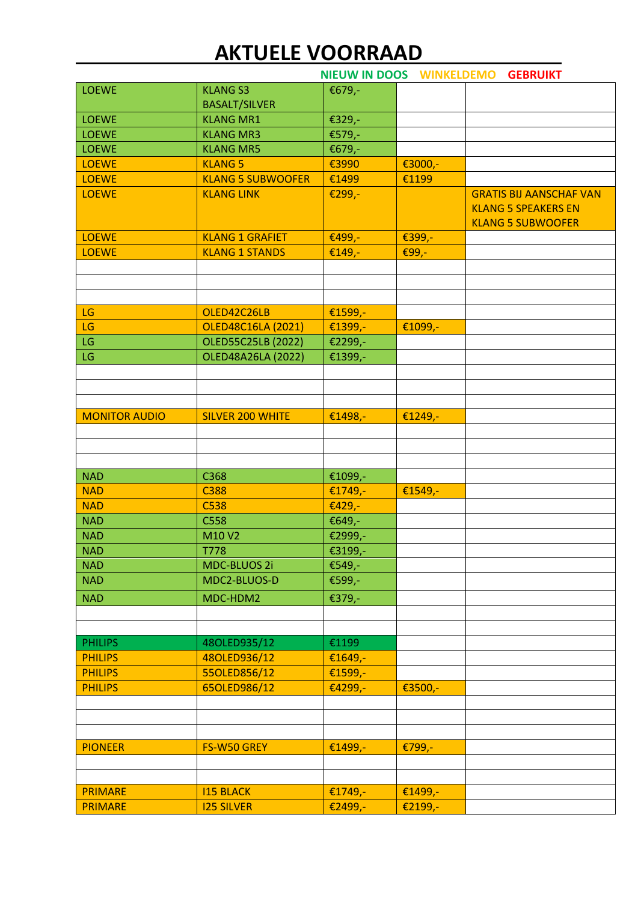# AKTUELE VOORRAAD

NIEUW IN DOOS WINKELDEMO GEBRUIKT

| | | | | |
|---|---|---|---|---|
| LOEWE | KLANG S3 BASALT/SILVER | €679,- | | |
| LOEWE | KLANG MR1 | €329,- | | |
| LOEWE | KLANG MR3 | €579,- | | |
| LOEWE | KLANG MR5 | €679,- | | |
| LOEWE | KLANG 5 | €3990 | €3000,- | |
| LOEWE | KLANG 5 SUBWOOFER | €1499 | €1199 | |
| LOEWE | KLANG LINK | €299,- | | GRATIS BIJ AANSCHAF VAN KLANG 5 SPEAKERS EN KLANG 5 SUBWOOFER |
| LOEWE | KLANG 1 GRAFIET | €499,- | €399,- | |
| LOEWE | KLANG 1 STANDS | €149,- | €99,- | |
| | | | | |
| | | | | |
| | | | | |
| LG | OLED42C26LB | €1599,- | | |
| LG | OLED48C16LA (2021) | €1399,- | €1099,- | |
| LG | OLED55C25LB (2022) | €2299,- | | |
| LG | OLED48A26LA (2022) | €1399,- | | |
| | | | | |
| | | | | |
| | | | | |
| MONITOR AUDIO | SILVER 200 WHITE | €1498,- | €1249,- | |
| | | | | |
| | | | | |
| | | | | |
| NAD | C368 | €1099,- | | |
| NAD | C388 | €1749,- | €1549,- | |
| NAD | C538 | €429,- | | |
| NAD | C558 | €649,- | | |
| NAD | M10 V2 | €2999,- | | |
| NAD | T778 | €3199,- | | |
| NAD | MDC-BLUOS 2i | €549,- | | |
| NAD | MDC2-BLUOS-D | €599,- | | |
| NAD | MDC-HDM2 | €379,- | | |
| | | | | |
| | | | | |
| PHILIPS | 48OLED935/12 | €1199 | | |
| PHILIPS | 48OLED936/12 | €1649,- | | |
| PHILIPS | 55OLED856/12 | €1599,- | | |
| PHILIPS | 65OLED986/12 | €4299,- | €3500,- | |
| | | | | |
| | | | | |
| | | | | |
| PIONEER | FS-W50 GREY | €1499,- | €799,- | |
| | | | | |
| | | | | |
| PRIMARE | I15 BLACK | €1749,- | €1499,- | |
| PRIMARE | I25 SILVER | €2499,- | €2199,- | |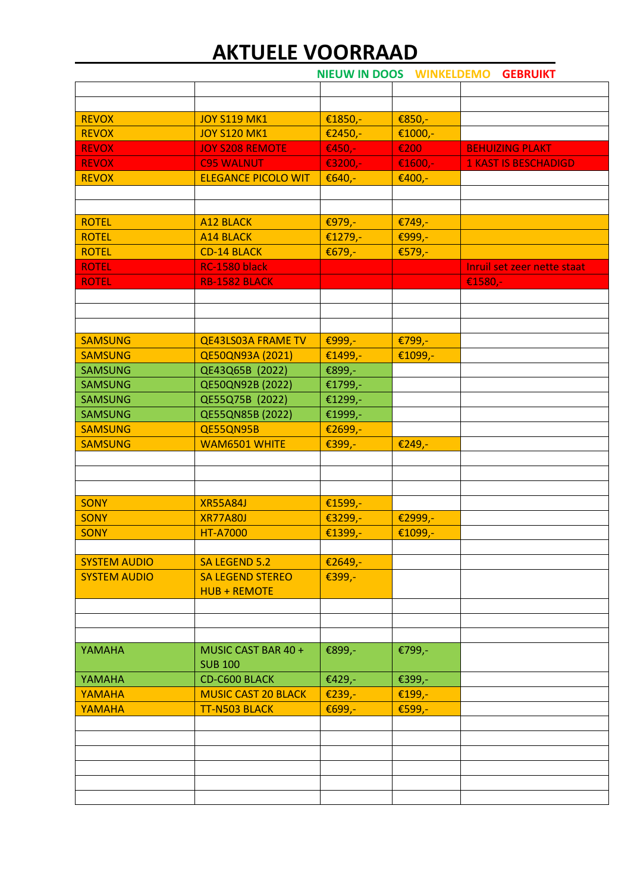# AKTUELE VOORRAAD

NIEUW IN DOOS WINKELDEMO GEBRUIKT

| | | | | |
|---|---|---|---|---|
| | | | | |
| REVOX | JOY S119 MK1 | €1850,- | €850,- | |
| REVOX | JOY S120 MK1 | €2450,- | €1000,- | |
| REVOX | JOY S208 REMOTE | €450,- | €200 | BEHUIZING PLAKT |
| REVOX | C95 WALNUT | €3200,- | €1600,- | 1 KAST IS BESCHADIGD |
| REVOX | ELEGANCE PICOLO WIT | €640,- | €400,- | |
| | | | | |
| | | | | |
| ROTEL | A12 BLACK | €979,- | €749,- | |
| ROTEL | A14 BLACK | €1279,- | €999,- | |
| ROTEL | CD-14 BLACK | €679,- | €579,- | |
| ROTEL | RC-1580 black | | | Inruil set zeer nette staat |
| ROTEL | RB-1582 BLACK | | | €1580,- |
| | | | | |
| | | | | |
| | | | | |
| SAMSUNG | QE43LS03A FRAME TV | €999,- | €799,- | |
| SAMSUNG | QE50QN93A (2021) | €1499,- | €1099,- | |
| SAMSUNG | QE43Q65B (2022) | €899,- | | |
| SAMSUNG | QE50QN92B (2022) | €1799,- | | |
| SAMSUNG | QE55Q75B (2022) | €1299,- | | |
| SAMSUNG | QE55QN85B (2022) | €1999,- | | |
| SAMSUNG | QE55QN95B | €2699,- | | |
| SAMSUNG | WAM6501 WHITE | €399,- | €249,- | |
| | | | | |
| | | | | |
| | | | | |
| SONY | XR55A84J | €1599,- | | |
| SONY | XR77A80J | €3299,- | €2999,- | |
| SONY | HT-A7000 | €1399,- | €1099,- | |
| | | | | |
| SYSTEM AUDIO | SA LEGEND 5.2 | €2649,- | | |
| SYSTEM AUDIO | SA LEGEND STEREO HUB + REMOTE | €399,- | | |
| | | | | |
| | | | | |
| | | | | |
| YAMAHA | MUSIC CAST BAR 40 + SUB 100 | €899,- | €799,- | |
| YAMAHA | CD-C600 BLACK | €429,- | €399,- | |
| YAMAHA | MUSIC CAST 20 BLACK | €239,- | €199,- | |
| YAMAHA | TT-N503 BLACK | €699,- | €599,- | |
| | | | | |
| | | | | |
| | | | | |
| | | | | |
| | | | | |
| | | | | |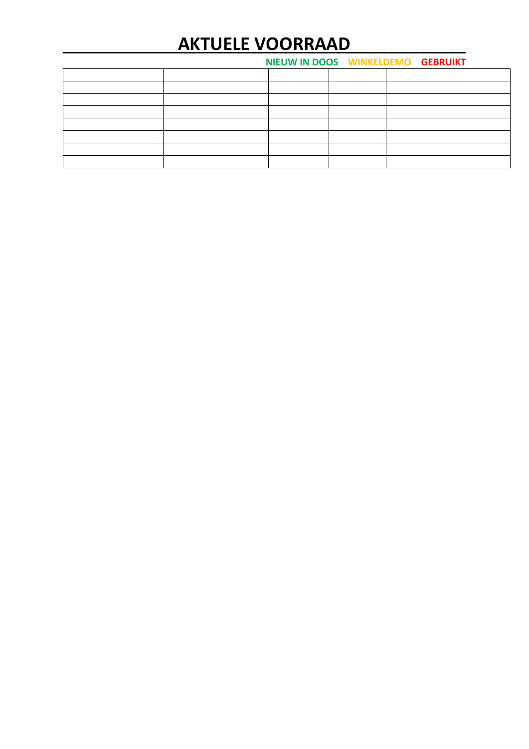# AKTUELE VOORRAAD

NIEUW IN DOOS WINKELDEMO GEBRUIKT

| | | | | |
|---|---|---|---|---|
| | | | | |
| | | | | |
| | | | | |
| | | | | |
| | | | | |
| | | | | |
| | | | | |
| | | | | |